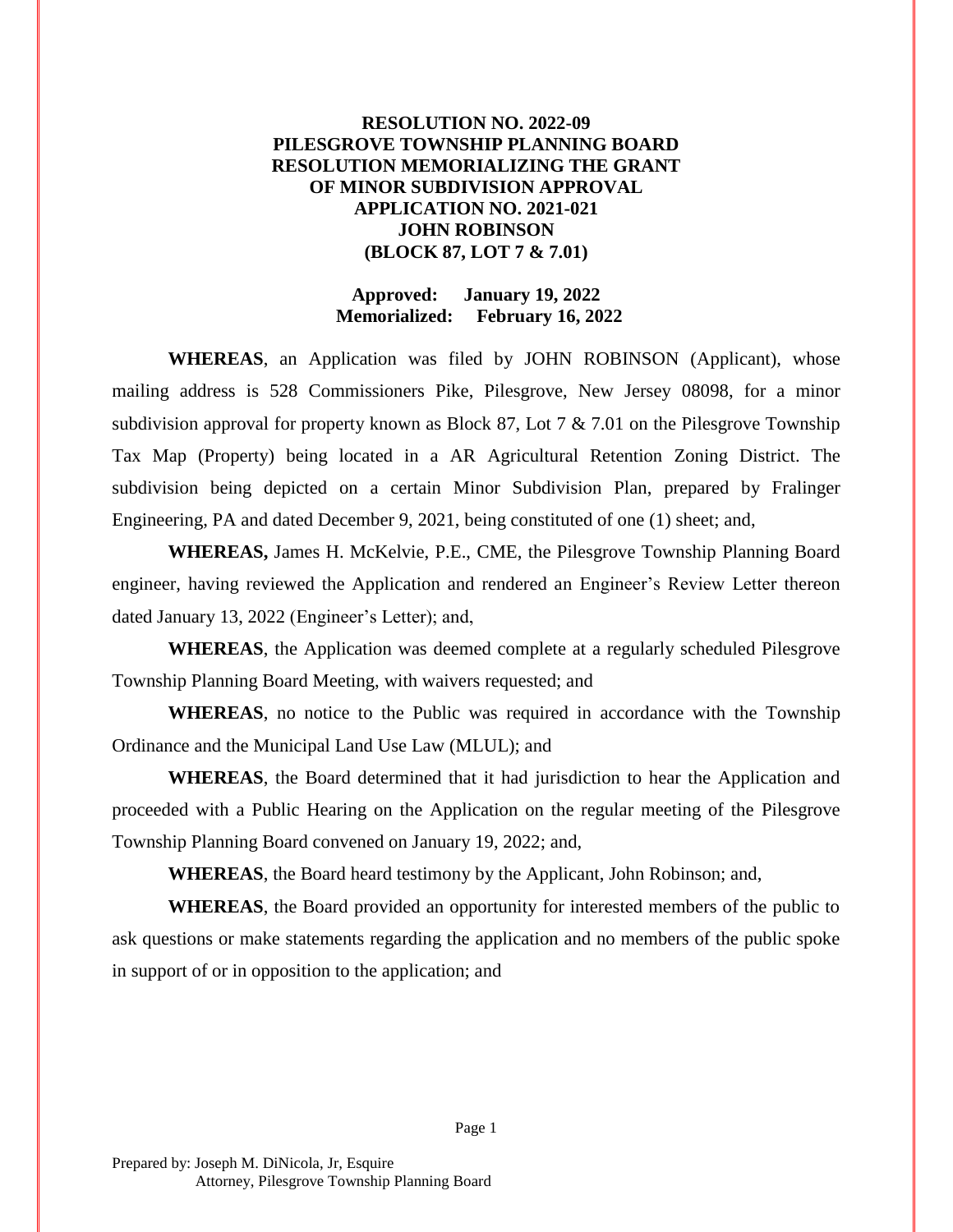# RESOLUTION NO. 2022-09
# PILESGROVE TOWNSHIP PLANNING BOARD
# RESOLUTION MEMORIALIZING THE GRANT OF MINOR SUBDIVISION APPROVAL
# APPLICATION NO. 2021-021
# JOHN ROBINSON
# (BLOCK 87, LOT 7 & 7.01)

**Approved: January 19, 2022**
**Memorialized: February 16, 2022**

**WHEREAS**, an Application was filed by JOHN ROBINSON (Applicant), whose mailing address is 528 Commissioners Pike, Pilesgrove, New Jersey 08098, for a minor subdivision approval for property known as Block 87, Lot 7 & 7.01 on the Pilesgrove Township Tax Map (Property) being located in a AR Agricultural Retention Zoning District. The subdivision being depicted on a certain Minor Subdivision Plan, prepared by Fralinger Engineering, PA and dated December 9, 2021, being constituted of one (1) sheet; and,

**WHEREAS,** James H. McKelvie, P.E., CME, the Pilesgrove Township Planning Board engineer, having reviewed the Application and rendered an Engineer's Review Letter thereon dated January 13, 2022 (Engineer's Letter); and,

**WHEREAS**, the Application was deemed complete at a regularly scheduled Pilesgrove Township Planning Board Meeting, with waivers requested; and

**WHEREAS**, no notice to the Public was required in accordance with the Township Ordinance and the Municipal Land Use Law (MLUL); and

**WHEREAS**, the Board determined that it had jurisdiction to hear the Application and proceeded with a Public Hearing on the Application on the regular meeting of the Pilesgrove Township Planning Board convened on January 19, 2022; and,

**WHEREAS**, the Board heard testimony by the Applicant, John Robinson; and,

**WHEREAS**, the Board provided an opportunity for interested members of the public to ask questions or make statements regarding the application and no members of the public spoke in support of or in opposition to the application; and

Prepared by: Joseph M. DiNicola, Jr, Esquire
Attorney, Pilesgrove Township Planning Board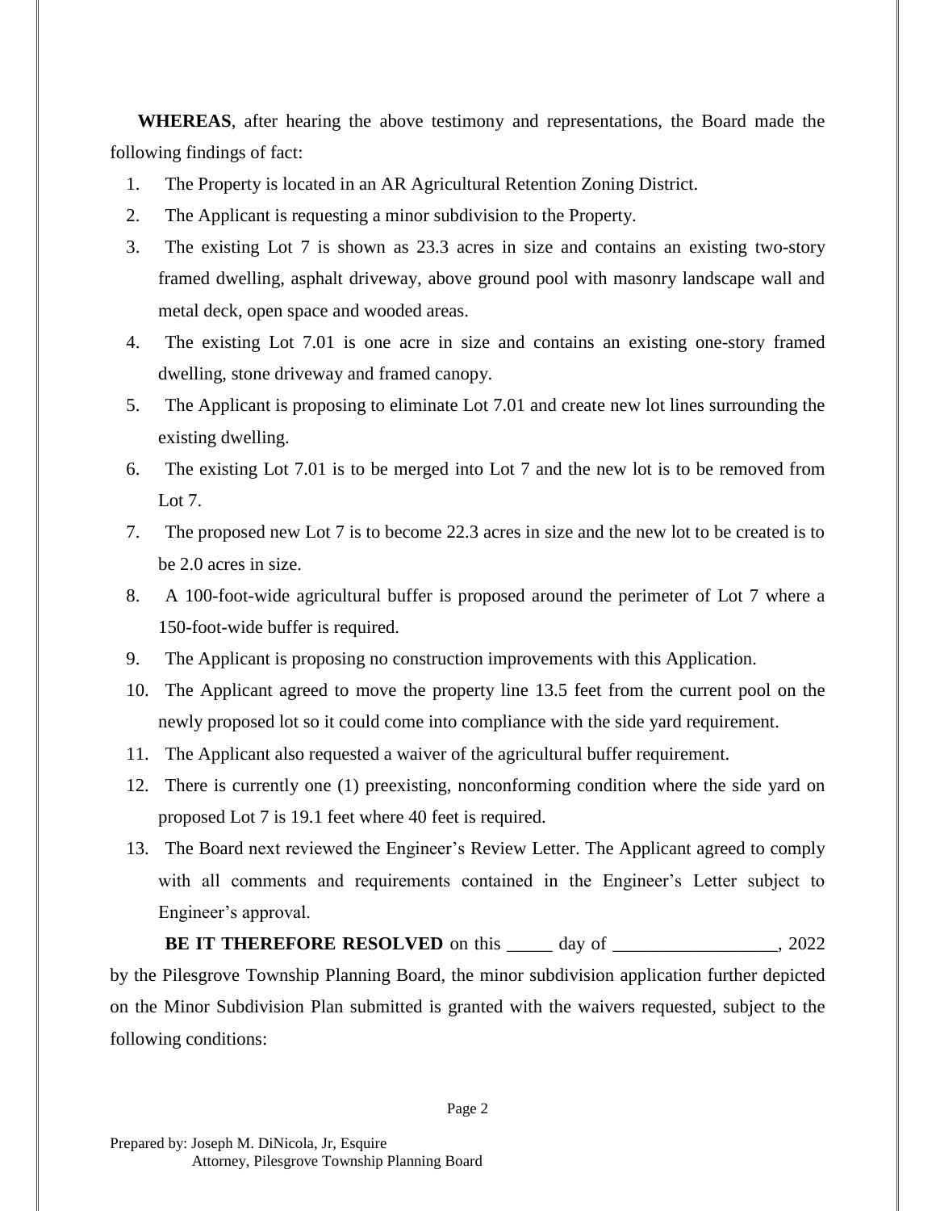**WHEREAS**, after hearing the above testimony and representations, the Board made the following findings of fact:

1. The Property is located in an AR Agricultural Retention Zoning District.
2. The Applicant is requesting a minor subdivision to the Property.
3. The existing Lot 7 is shown as 23.3 acres in size and contains an existing two-story framed dwelling, asphalt driveway, above ground pool with masonry landscape wall and metal deck, open space and wooded areas.
4. The existing Lot 7.01 is one acre in size and contains an existing one-story framed dwelling, stone driveway and framed canopy.
5. The Applicant is proposing to eliminate Lot 7.01 and create new lot lines surrounding the existing dwelling.
6. The existing Lot 7.01 is to be merged into Lot 7 and the new lot is to be removed from Lot 7.
7. The proposed new Lot 7 is to become 22.3 acres in size and the new lot to be created is to be 2.0 acres in size.
8. A 100-foot-wide agricultural buffer is proposed around the perimeter of Lot 7 where a 150-foot-wide buffer is required.
9. The Applicant is proposing no construction improvements with this Application.
10. The Applicant agreed to move the property line 13.5 feet from the current pool on the newly proposed lot so it could come into compliance with the side yard requirement.
11. The Applicant also requested a waiver of the agricultural buffer requirement.
12. There is currently one (1) preexisting, nonconforming condition where the side yard on proposed Lot 7 is 19.1 feet where 40 feet is required.
13. The Board next reviewed the Engineer's Review Letter. The Applicant agreed to comply with all comments and requirements contained in the Engineer's Letter subject to Engineer's approval.

**BE IT THEREFORE RESOLVED** on this _____ day of __________________, 2022 by the Pilesgrove Township Planning Board, the minor subdivision application further depicted on the Minor Subdivision Plan submitted is granted with the waivers requested, subject to the following conditions:

Prepared by: Joseph M. DiNicola, Jr, Esquire
Attorney, Pilesgrove Township Planning Board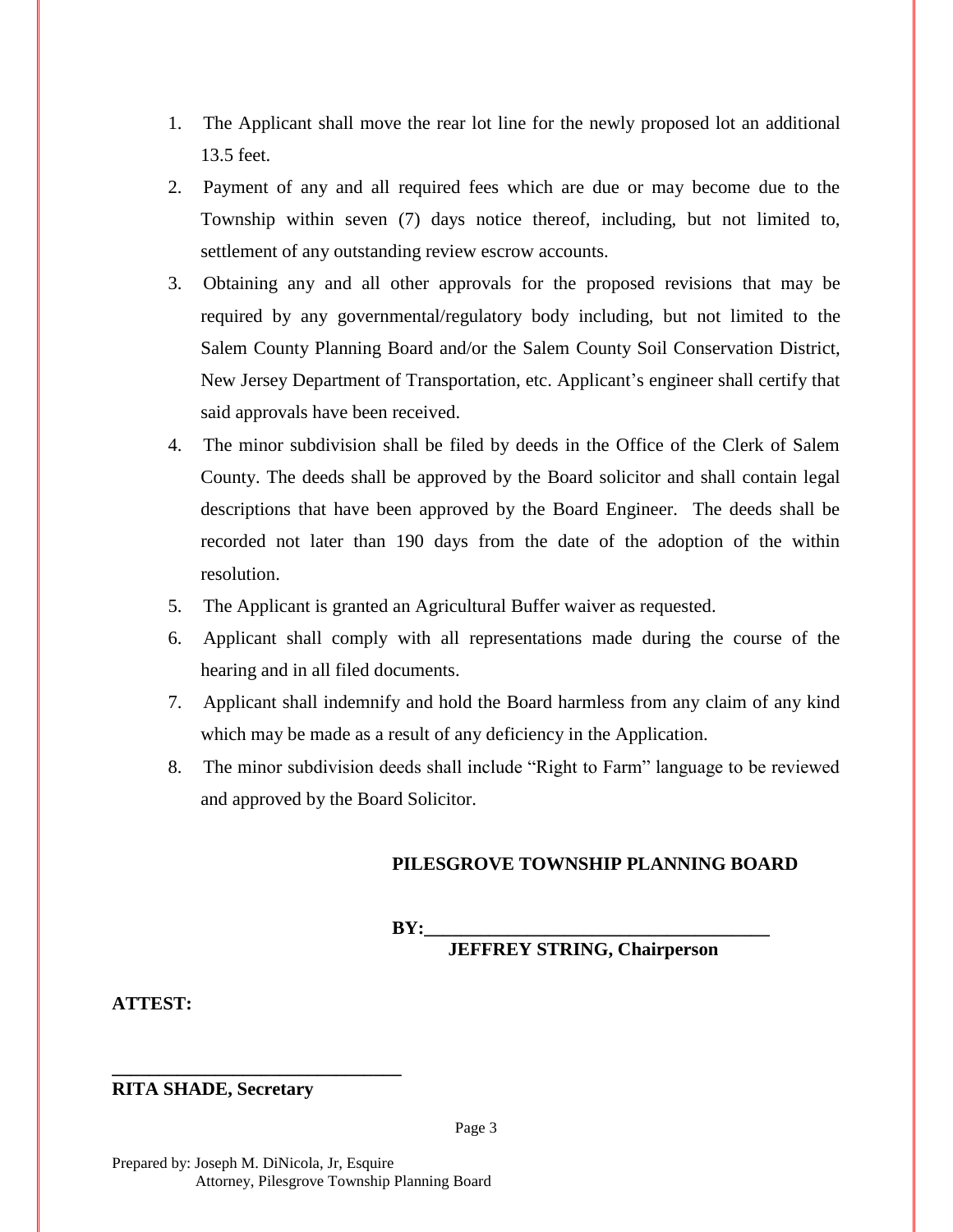1. The Applicant shall move the rear lot line for the newly proposed lot an additional 13.5 feet.
2. Payment of any and all required fees which are due or may become due to the Township within seven (7) days notice thereof, including, but not limited to, settlement of any outstanding review escrow accounts.
3. Obtaining any and all other approvals for the proposed revisions that may be required by any governmental/regulatory body including, but not limited to the Salem County Planning Board and/or the Salem County Soil Conservation District, New Jersey Department of Transportation, etc. Applicant's engineer shall certify that said approvals have been received.
4. The minor subdivision shall be filed by deeds in the Office of the Clerk of Salem County. The deeds shall be approved by the Board solicitor and shall contain legal descriptions that have been approved by the Board Engineer. The deeds shall be recorded not later than 190 days from the date of the adoption of the within resolution.
5. The Applicant is granted an Agricultural Buffer waiver as requested.
6. Applicant shall comply with all representations made during the course of the hearing and in all filed documents.
7. Applicant shall indemnify and hold the Board harmless from any claim of any kind which may be made as a result of any deficiency in the Application.
8. The minor subdivision deeds shall include "Right to Farm" language to be reviewed and approved by the Board Solicitor.

**PILESGROVE TOWNSHIP PLANNING BOARD**

**BY:\_\_\_\_\_\_\_\_\_\_\_\_\_\_\_\_\_\_\_\_\_\_\_\_\_\_\_\_\_\_\_\_\_\_\_\_**
**JEFFREY STRING, Chairperson**

**ATTEST:**

**\_\_\_\_\_\_\_\_\_\_\_\_\_\_\_\_\_\_\_\_\_\_\_\_\_\_\_\_\_\_\_\_**
**RITA SHADE, Secretary**

Prepared by: Joseph M. DiNicola, Jr, Esquire
Attorney, Pilesgrove Township Planning Board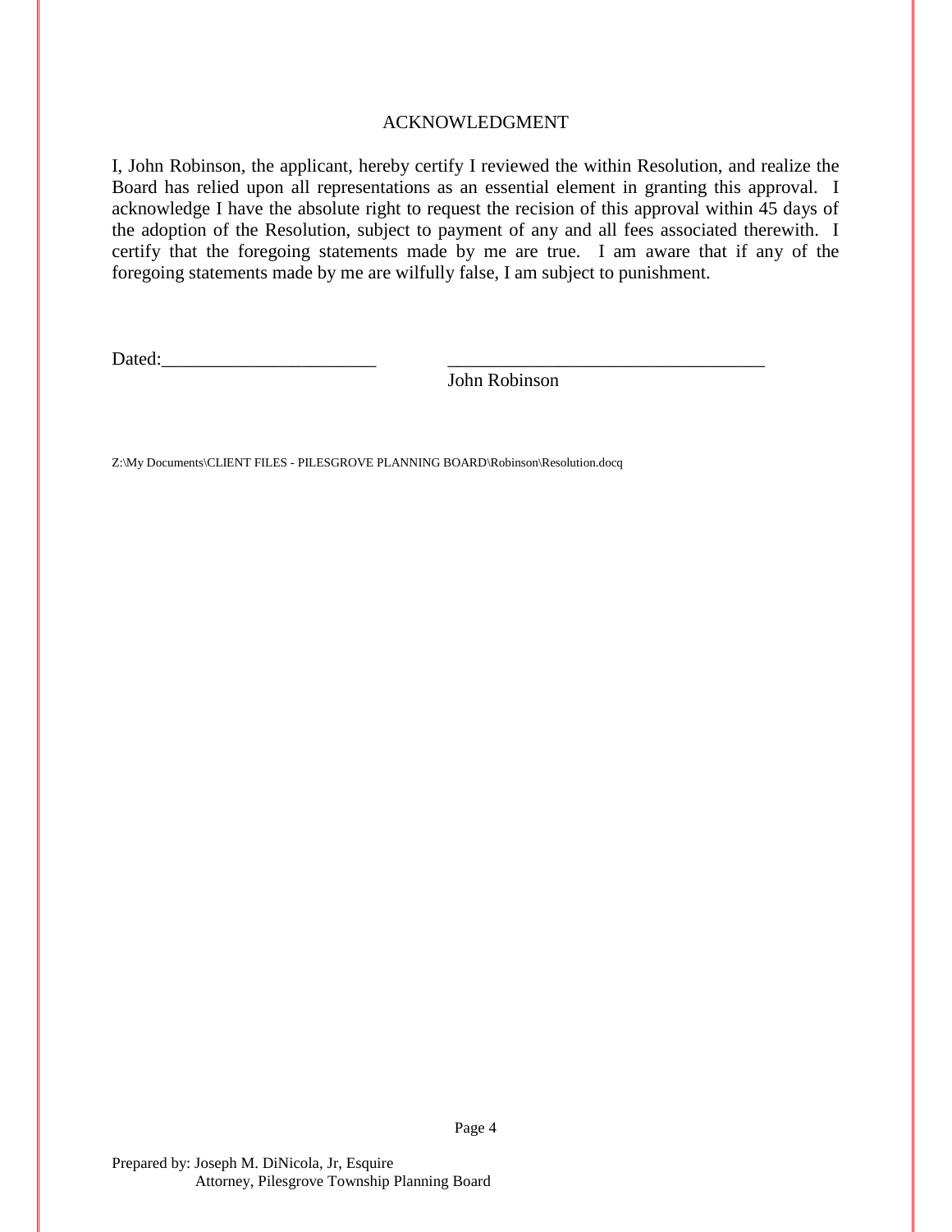## ACKNOWLEDGMENT

I, John Robinson, the applicant, hereby certify I reviewed the within Resolution, and realize the Board has relied upon all representations as an essential element in granting this approval. I acknowledge I have the absolute right to request the recision of this approval within 45 days of the adoption of the Resolution, subject to payment of any and all fees associated therewith. I certify that the foregoing statements made by me are true. I am aware that if any of the foregoing statements made by me are wilfully false, I am subject to punishment.

Dated:_______________________ ___________________________________
John Robinson

Z:\My Documents\CLIENT FILES - PILESGROVE PLANNING BOARD\Robinson\Resolution.docq

Prepared by: Joseph M. DiNicola, Jr, Esquire
Attorney, Pilesgrove Township Planning Board